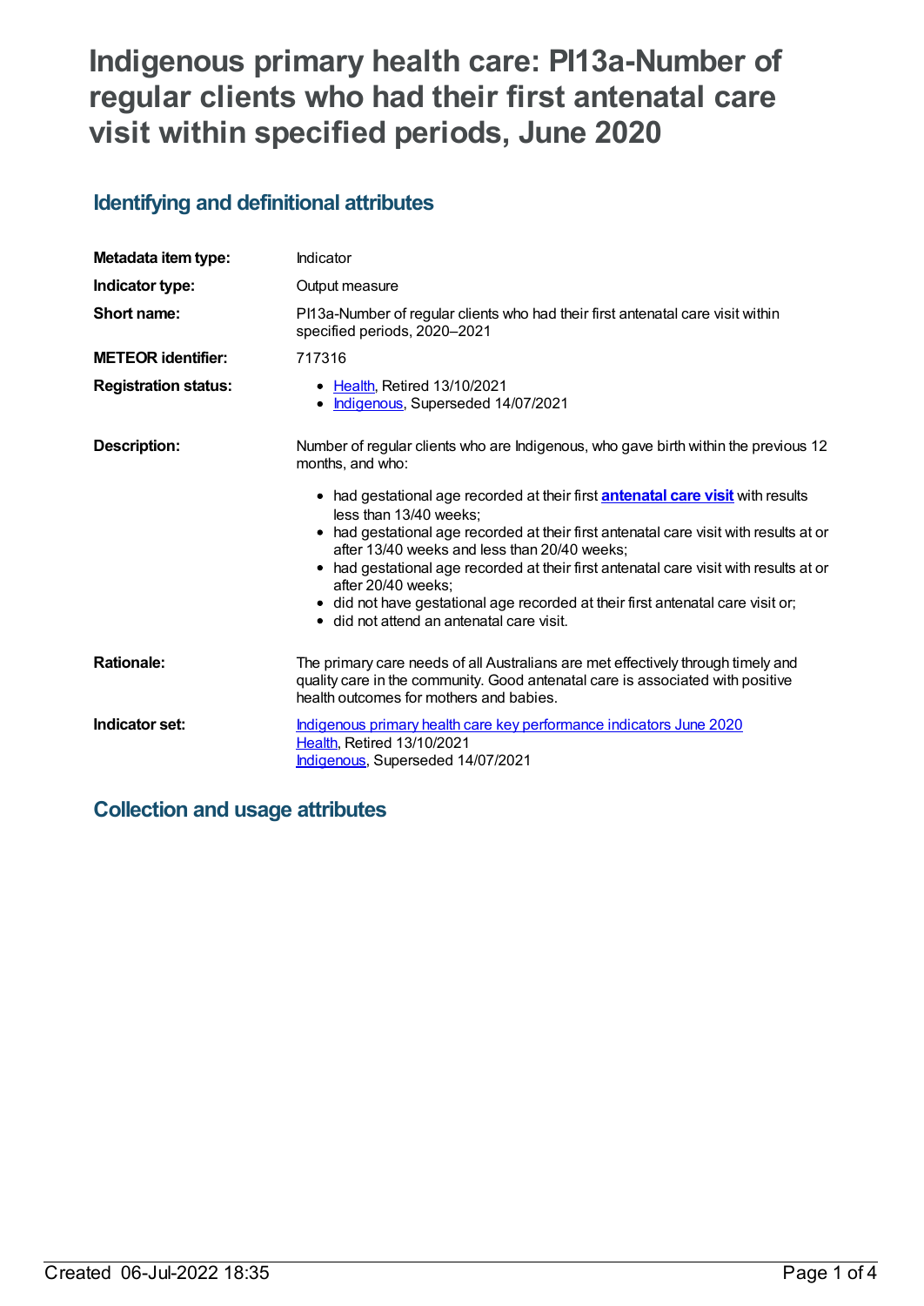# Indigenous primary health care: PI13a-Number of regular clients who had their first antenatal care visit within specified periods, June 2020

## Identifying and definitional attributes

| | |
|---|---|
| **Metadata item type:** | Indicator |
| **Indicator type:** | Output measure |
| **Short name:** | PI13a-Number of regular clients who had their first antenatal care visit within specified periods, 2020–2021 |
| **METEOR identifier:** | 717316 |
| **Registration status:** | • Health, Retired 13/10/2021<br>• Indigenous, Superseded 14/07/2021 |
| **Description:** | Number of regular clients who are Indigenous, who gave birth within the previous 12 months, and who:<br>• had gestational age recorded at their first **antenatal care visit** with results less than 13/40 weeks;<br>• had gestational age recorded at their first antenatal care visit with results at or after 13/40 weeks and less than 20/40 weeks;<br>• had gestational age recorded at their first antenatal care visit with results at or after 20/40 weeks;<br>• did not have gestational age recorded at their first antenatal care visit or;<br>• did not attend an antenatal care visit. |
| **Rationale:** | The primary care needs of all Australians are met effectively through timely and quality care in the community. Good antenatal care is associated with positive health outcomes for mothers and babies. |
| **Indicator set:** | Indigenous primary health care key performance indicators June 2020<br>Health, Retired 13/10/2021<br>Indigenous, Superseded 14/07/2021 |

## Collection and usage attributes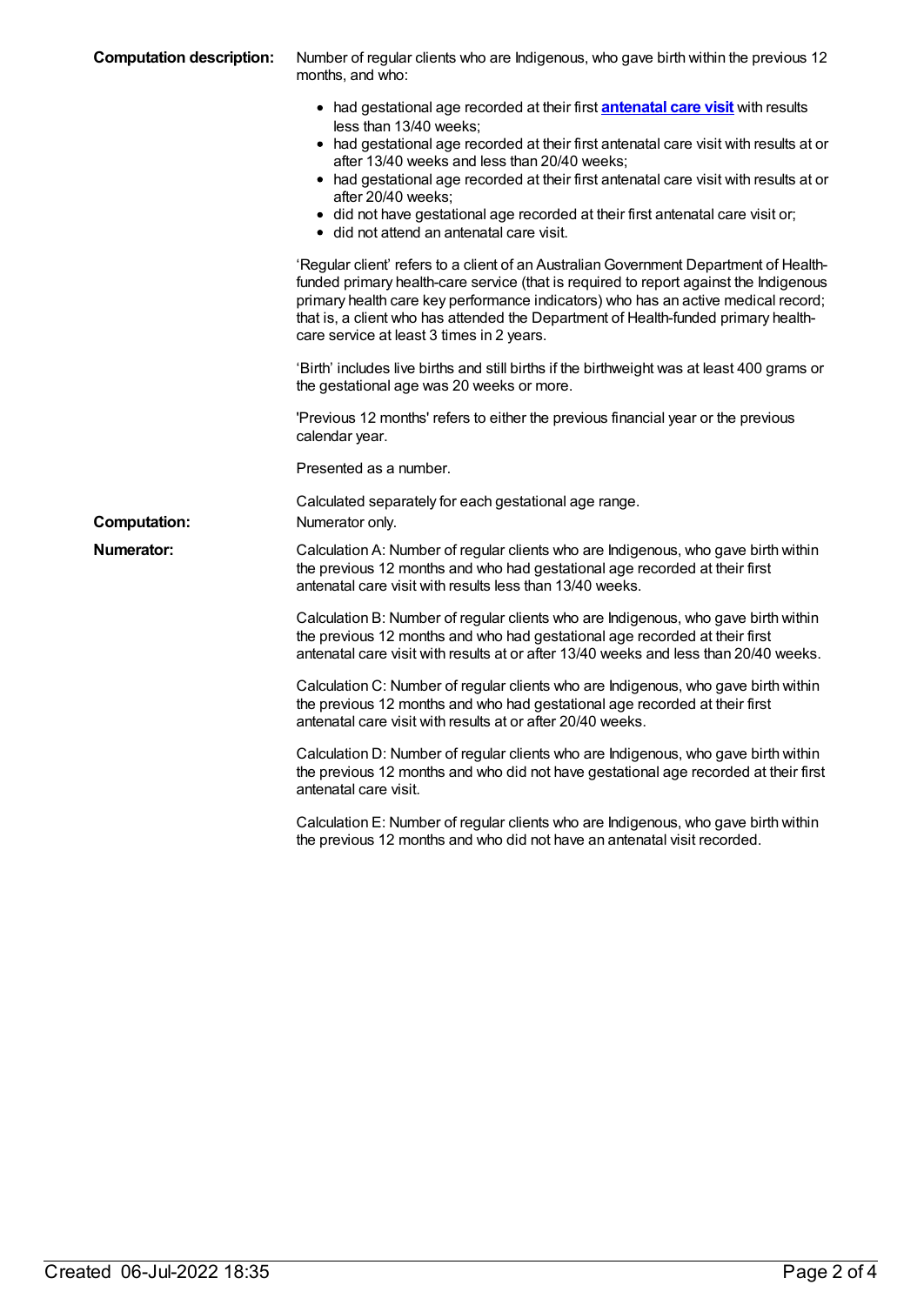**Computation description:** Number of regular clients who are Indigenous, who gave birth within the previous 12 months, and who:

- had gestational age recorded at their first **antenatal care visit** with results less than 13/40 weeks;
- had gestational age recorded at their first antenatal care visit with results at or after 13/40 weeks and less than 20/40 weeks;
- had gestational age recorded at their first antenatal care visit with results at or after 20/40 weeks;
- did not have gestational age recorded at their first antenatal care visit or;
- did not attend an antenatal care visit.

'Regular client' refers to a client of an Australian Government Department of Health-funded primary health-care service (that is required to report against the Indigenous primary health care key performance indicators) who has an active medical record; that is, a client who has attended the Department of Health-funded primary health-care service at least 3 times in 2 years.

'Birth' includes live births and still births if the birthweight was at least 400 grams or the gestational age was 20 weeks or more.

'Previous 12 months' refers to either the previous financial year or the previous calendar year.

Presented as a number.

Calculated separately for each gestational age range.

**Computation:** Numerator only.

**Numerator:** Calculation A: Number of regular clients who are Indigenous, who gave birth within the previous 12 months and who had gestational age recorded at their first antenatal care visit with results less than 13/40 weeks.

Calculation B: Number of regular clients who are Indigenous, who gave birth within the previous 12 months and who had gestational age recorded at their first antenatal care visit with results at or after 13/40 weeks and less than 20/40 weeks.

Calculation C: Number of regular clients who are Indigenous, who gave birth within the previous 12 months and who had gestational age recorded at their first antenatal care visit with results at or after 20/40 weeks.

Calculation D: Number of regular clients who are Indigenous, who gave birth within the previous 12 months and who did not have gestational age recorded at their first antenatal care visit.

Calculation E: Number of regular clients who are Indigenous, who gave birth within the previous 12 months and who did not have an antenatal visit recorded.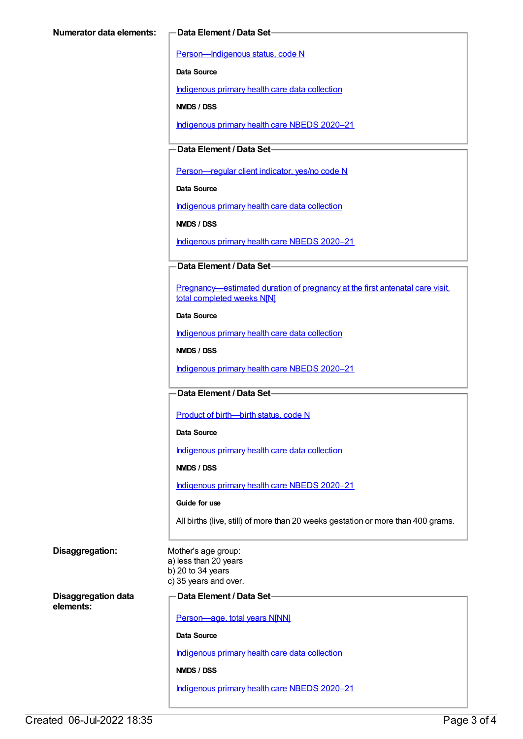**Numerator data elements:**

**Data Element / Data Set**

Person—Indigenous status, code N

**Data Source**

Indigenous primary health care data collection

**NMDS / DSS**

Indigenous primary health care NBEDS 2020–21

**Data Element / Data Set**

Person—regular client indicator, yes/no code N

**Data Source**

Indigenous primary health care data collection

**NMDS / DSS**

Indigenous primary health care NBEDS 2020–21

**Data Element / Data Set**

Pregnancy—estimated duration of pregnancy at the first antenatal care visit, total completed weeks N[N]

**Data Source**

Indigenous primary health care data collection

**NMDS / DSS**

Indigenous primary health care NBEDS 2020–21

**Data Element / Data Set**

Product of birth—birth status, code N

**Data Source**

Indigenous primary health care data collection

**NMDS / DSS**

Indigenous primary health care NBEDS 2020–21

**Guide for use**

All births (live, still) of more than 20 weeks gestation or more than 400 grams.

**Disaggregation:**

Mother's age group:
a) less than 20 years
b) 20 to 34 years
c) 35 years and over.

**Disaggregation data elements:**

**Data Element / Data Set**

Person—age, total years N[NN]

**Data Source**

Indigenous primary health care data collection

**NMDS / DSS**

Indigenous primary health care NBEDS 2020–21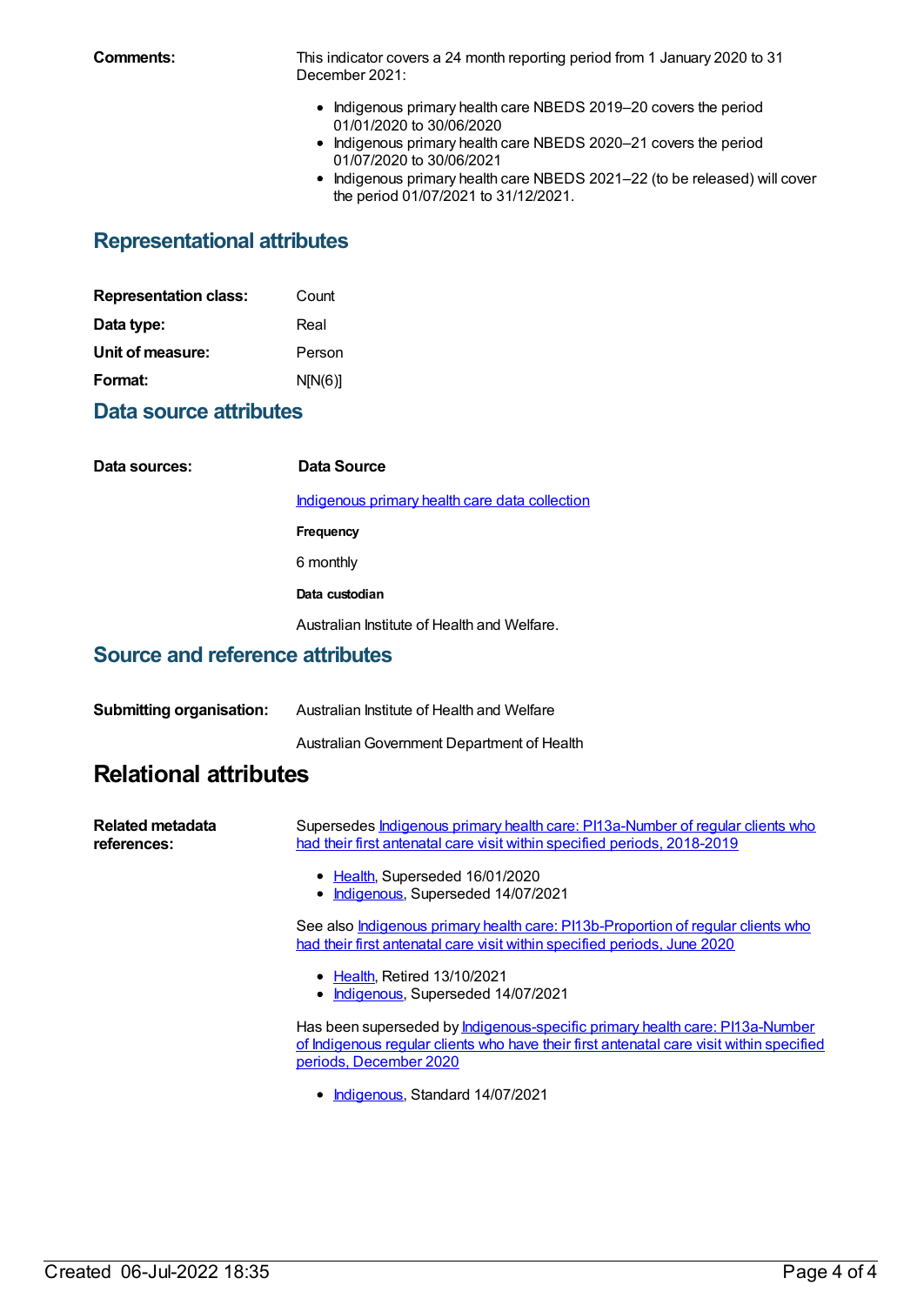**Comments:** This indicator covers a 24 month reporting period from 1 January 2020 to 31 December 2021:

- Indigenous primary health care NBEDS 2019–20 covers the period 01/01/2020 to 30/06/2020
- Indigenous primary health care NBEDS 2020–21 covers the period 01/07/2020 to 30/06/2021
- Indigenous primary health care NBEDS 2021–22 (to be released) will cover the period 01/07/2021 to 31/12/2021.

## Representational attributes

**Representation class:** Count

**Data type:** Real

**Unit of measure:** Person

**Format:** N[N(6)]

## Data source attributes

**Data sources:**

**Data Source**

Indigenous primary health care data collection

**Frequency**

6 monthly

**Data custodian**

Australian Institute of Health and Welfare.

## Source and reference attributes

**Submitting organisation:** Australian Institute of Health and Welfare

Australian Government Department of Health

# Relational attributes

**Related metadata references:**

Supersedes Indigenous primary health care: PI13a-Number of regular clients who had their first antenatal care visit within specified periods, 2018-2019

- Health, Superseded 16/01/2020
- Indigenous, Superseded 14/07/2021

See also Indigenous primary health care: PI13b-Proportion of regular clients who had their first antenatal care visit within specified periods, June 2020

- Health, Retired 13/10/2021
- Indigenous, Superseded 14/07/2021

Has been superseded by Indigenous-specific primary health care: PI13a-Number of Indigenous regular clients who have their first antenatal care visit within specified periods, December 2020

- Indigenous, Standard 14/07/2021